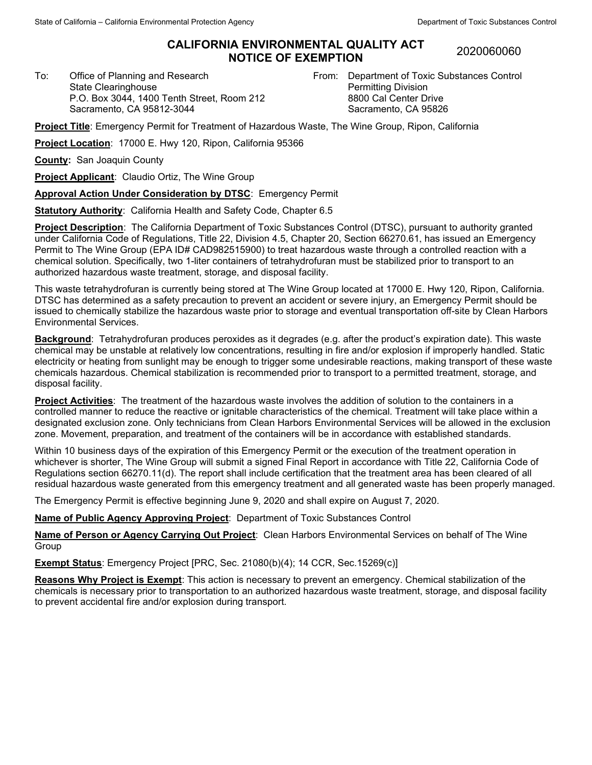# CALIFORNIA ENVIRONMENTAL QUALITY ACT NOTICE OF EXEMPTION

2020060060

To: Office of Planning and Research
State Clearinghouse
P.O. Box 3044, 1400 Tenth Street, Room 212
Sacramento, CA 95812-3044

From: Department of Toxic Substances Control
Permitting Division
8800 Cal Center Drive
Sacramento, CA 95826

**Project Title**: Emergency Permit for Treatment of Hazardous Waste, The Wine Group, Ripon, California

**Project Location**: 17000 E. Hwy 120, Ripon, California 95366

**County:** San Joaquin County

**Project Applicant**: Claudio Ortiz, The Wine Group

**Approval Action Under Consideration by DTSC**: Emergency Permit

**Statutory Authority**: California Health and Safety Code, Chapter 6.5

**Project Description**: The California Department of Toxic Substances Control (DTSC), pursuant to authority granted under California Code of Regulations, Title 22, Division 4.5, Chapter 20, Section 66270.61, has issued an Emergency Permit to The Wine Group (EPA ID# CAD982515900) to treat hazardous waste through a controlled reaction with a chemical solution. Specifically, two 1-liter containers of tetrahydrofuran must be stabilized prior to transport to an authorized hazardous waste treatment, storage, and disposal facility.

This waste tetrahydrofuran is currently being stored at The Wine Group located at 17000 E. Hwy 120, Ripon, California. DTSC has determined as a safety precaution to prevent an accident or severe injury, an Emergency Permit should be issued to chemically stabilize the hazardous waste prior to storage and eventual transportation off-site by Clean Harbors Environmental Services.

**Background**: Tetrahydrofuran produces peroxides as it degrades (e.g. after the product's expiration date). This waste chemical may be unstable at relatively low concentrations, resulting in fire and/or explosion if improperly handled. Static electricity or heating from sunlight may be enough to trigger some undesirable reactions, making transport of these waste chemicals hazardous. Chemical stabilization is recommended prior to transport to a permitted treatment, storage, and disposal facility.

**Project Activities**: The treatment of the hazardous waste involves the addition of solution to the containers in a controlled manner to reduce the reactive or ignitable characteristics of the chemical. Treatment will take place within a designated exclusion zone. Only technicians from Clean Harbors Environmental Services will be allowed in the exclusion zone. Movement, preparation, and treatment of the containers will be in accordance with established standards.

Within 10 business days of the expiration of this Emergency Permit or the execution of the treatment operation in whichever is shorter, The Wine Group will submit a signed Final Report in accordance with Title 22, California Code of Regulations section 66270.11(d). The report shall include certification that the treatment area has been cleared of all residual hazardous waste generated from this emergency treatment and all generated waste has been properly managed.

The Emergency Permit is effective beginning June 9, 2020 and shall expire on August 7, 2020.

**Name of Public Agency Approving Project**: Department of Toxic Substances Control

**Name of Person or Agency Carrying Out Project**: Clean Harbors Environmental Services on behalf of The Wine Group

**Exempt Status**: Emergency Project [PRC, Sec. 21080(b)(4); 14 CCR, Sec.15269(c)]

**Reasons Why Project is Exempt**: This action is necessary to prevent an emergency. Chemical stabilization of the chemicals is necessary prior to transportation to an authorized hazardous waste treatment, storage, and disposal facility to prevent accidental fire and/or explosion during transport.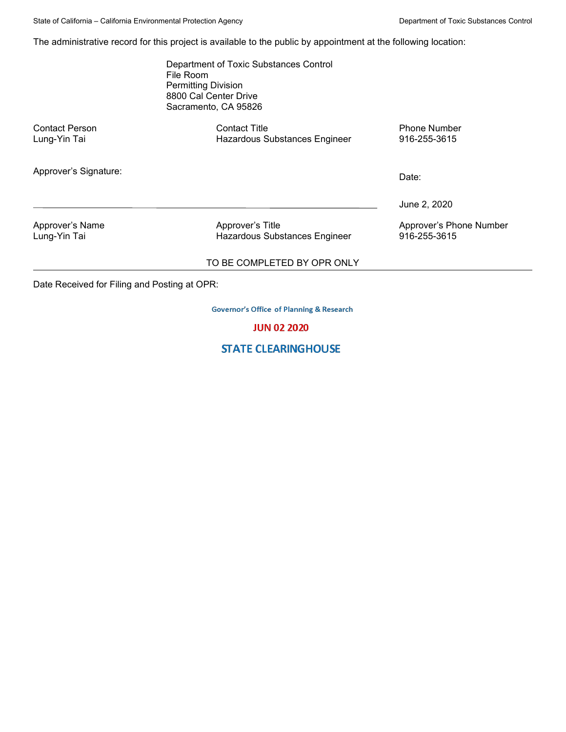The administrative record for this project is available to the public by appointment at the following location:

Department of Toxic Substances Control
File Room
Permitting Division
8800 Cal Center Drive
Sacramento, CA 95826

| Contact Person | Contact Title | Phone Number |
|---|---|---|
| Lung-Yin Tai | Hazardous Substances Engineer | 916-255-3615 |

Approver's Signature:

Date:

June 2, 2020

| Approver's Name | Approver's Title | Approver's Phone Number |
|---|---|---|
| Lung-Yin Tai | Hazardous Substances Engineer | 916-255-3615 |

TO BE COMPLETED BY OPR ONLY

Date Received for Filing and Posting at OPR:

Governor's Office of Planning & Research

JUN 02 2020

STATE CLEARINGHOUSE